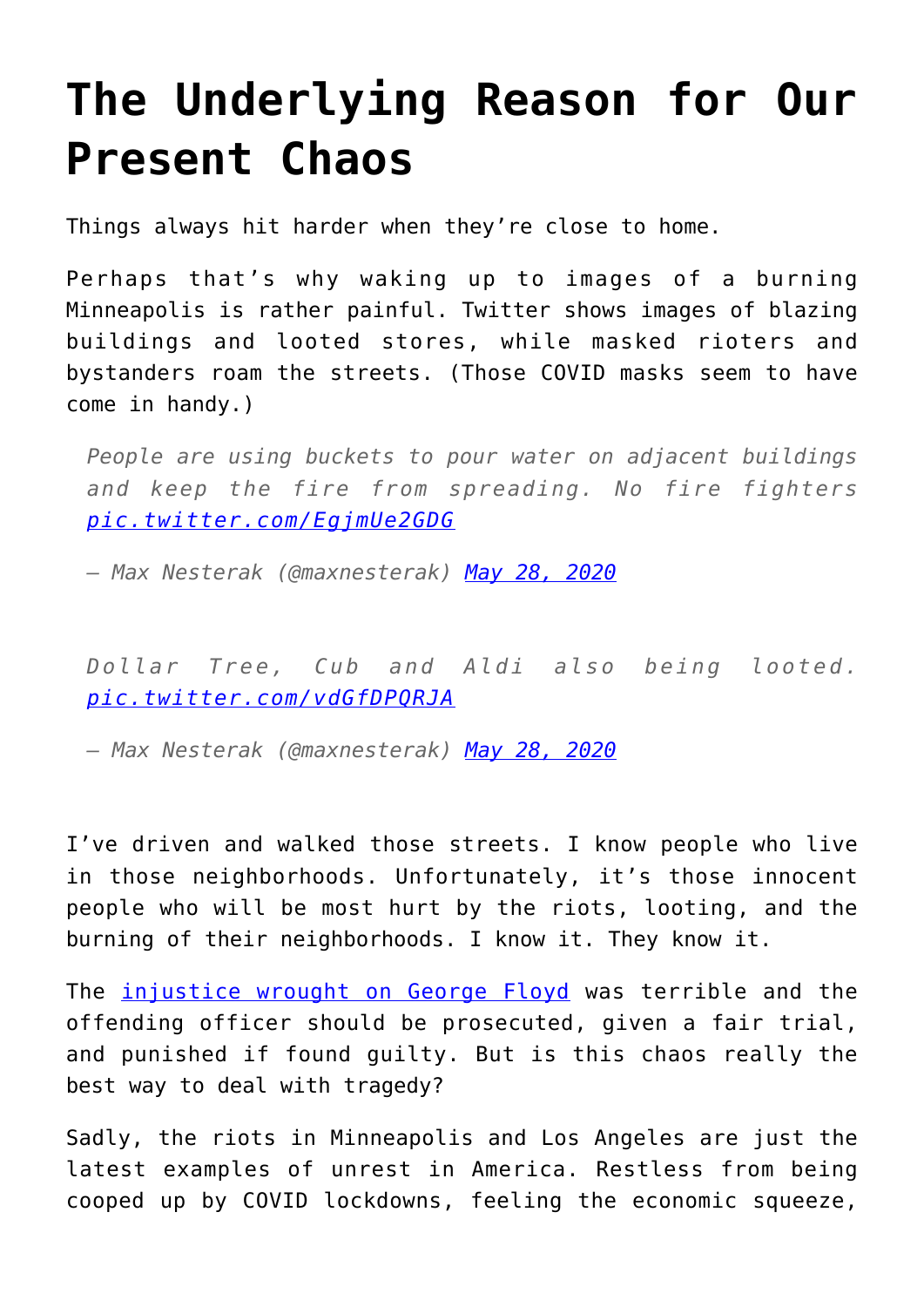# The Underlying Reason for Our Present Chaos

Things always hit harder when they're close to home.

Perhaps that's why waking up to images of a burning Minneapolis is rather painful. Twitter shows images of blazing buildings and looted stores, while masked rioters and bystanders roam the streets. (Those COVID masks seem to have come in handy.)

> *People are using buckets to pour water on adjacent buildings and keep the fire from spreading. No fire fighters [pic.twitter.com/EgjmUe2GDG](pic.twitter.com/EgjmUe2GDG)*
>
> *— Max Nesterak (@maxnesterak) [May 28, 2020](May 28, 2020)*

> *Dollar Tree, Cub and Aldi also being looted. [pic.twitter.com/vdGfDPQRJA](pic.twitter.com/vdGfDPQRJA)*
>
> *— Max Nesterak (@maxnesterak) [May 28, 2020](May 28, 2020)*

I've driven and walked those streets. I know people who live in those neighborhoods. Unfortunately, it's those innocent people who will be most hurt by the riots, looting, and the burning of their neighborhoods. I know it. They know it.

The [injustice wrought on George Floyd](injustice wrought on George Floyd) was terrible and the offending officer should be prosecuted, given a fair trial, and punished if found guilty. But is this chaos really the best way to deal with tragedy?

Sadly, the riots in Minneapolis and Los Angeles are just the latest examples of unrest in America. Restless from being cooped up by COVID lockdowns, feeling the economic squeeze,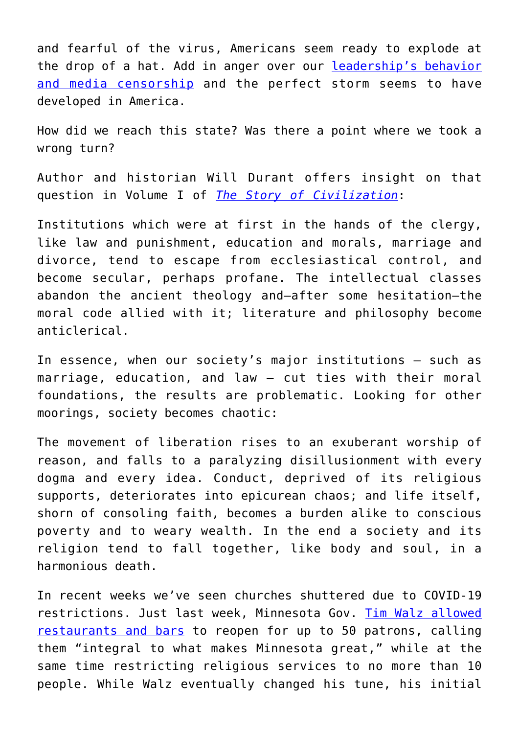and fearful of the virus, Americans seem ready to explode at the drop of a hat. Add in anger over our leadership's behavior and media censorship and the perfect storm seems to have developed in America.

How did we reach this state? Was there a point where we took a wrong turn?

Author and historian Will Durant offers insight on that question in Volume I of *The Story of Civilization*:

Institutions which were at first in the hands of the clergy, like law and punishment, education and morals, marriage and divorce, tend to escape from ecclesiastical control, and become secular, perhaps profane. The intellectual classes abandon the ancient theology and—after some hesitation—the moral code allied with it; literature and philosophy become anticlerical.

In essence, when our society's major institutions – such as marriage, education, and law – cut ties with their moral foundations, the results are problematic. Looking for other moorings, society becomes chaotic:

The movement of liberation rises to an exuberant worship of reason, and falls to a paralyzing disillusionment with every dogma and every idea. Conduct, deprived of its religious supports, deteriorates into epicurean chaos; and life itself, shorn of consoling faith, becomes a burden alike to conscious poverty and to weary wealth. In the end a society and its religion tend to fall together, like body and soul, in a harmonious death.

In recent weeks we've seen churches shuttered due to COVID-19 restrictions. Just last week, Minnesota Gov. Tim Walz allowed restaurants and bars to reopen for up to 50 patrons, calling them "integral to what makes Minnesota great," while at the same time restricting religious services to no more than 10 people. While Walz eventually changed his tune, his initial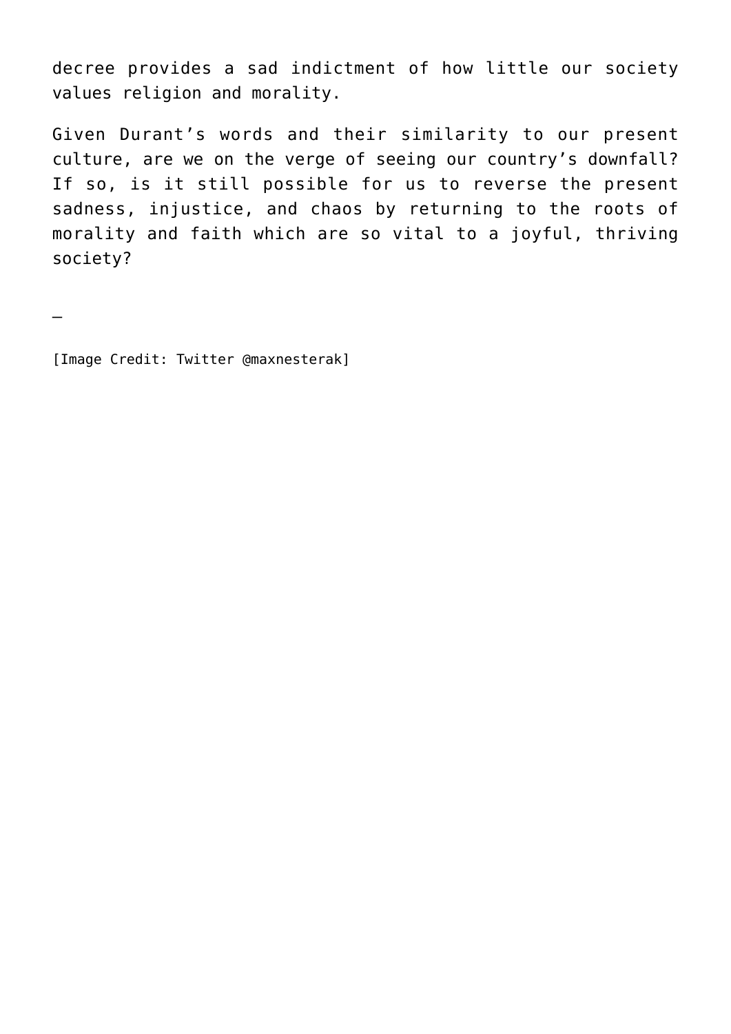decree provides a sad indictment of how little our society values religion and morality.

Given Durant's words and their similarity to our present culture, are we on the verge of seeing our country's downfall? If so, is it still possible for us to reverse the present sadness, injustice, and chaos by returning to the roots of morality and faith which are so vital to a joyful, thriving society?

—

[Image Credit: Twitter @maxnesterak]